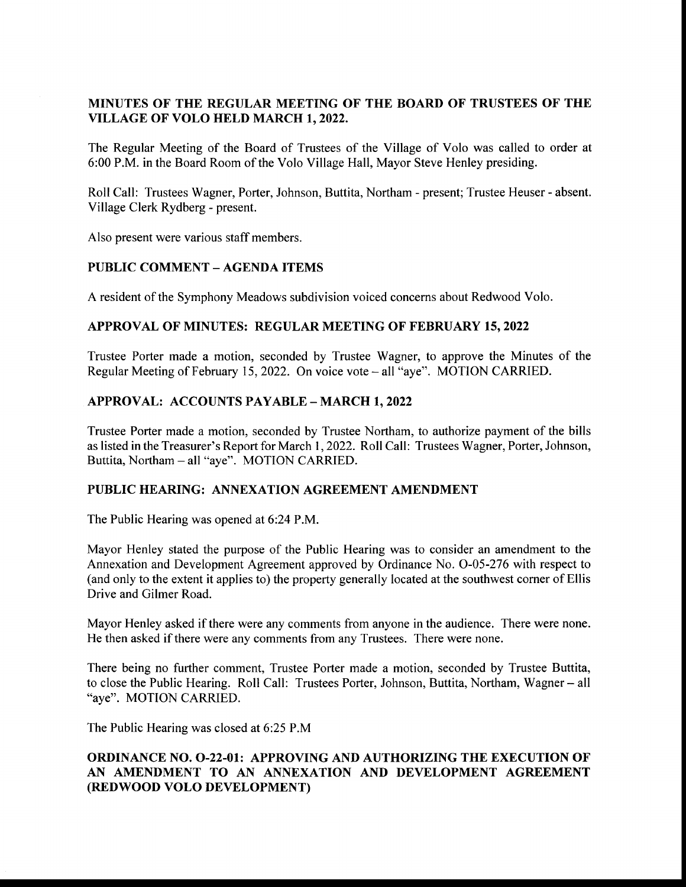**MINUTES OF THE REGULAR MEETING OF THE BOARD OF TRUSTEES OF THE VILLAGE OF VOLO HELD MARCH 1, 2022.**

The Regular Meeting of the Board of Trustees of the Village of Volo was called to order at 6:00 P.M. in the Board Room of the Volo Village Hall, Mayor Steve Henley presiding.

Roll Call: Trustees Wagner, Porter, Johnson, Buttita, Northam - present; Trustee Heuser - absent. Village Clerk Rydberg - present.

Also present were various staff members.

**PUBLIC COMMENT – AGENDA ITEMS**

A resident of the Symphony Meadows subdivision voiced concerns about Redwood Volo.

**APPROVAL OF MINUTES: REGULAR MEETING OF FEBRUARY 15, 2022**

Trustee Porter made a motion, seconded by Trustee Wagner, to approve the Minutes of the Regular Meeting of February 15, 2022. On voice vote – all "aye". MOTION CARRIED.

**APPROVAL: ACCOUNTS PAYABLE – MARCH 1, 2022**

Trustee Porter made a motion, seconded by Trustee Northam, to authorize payment of the bills as listed in the Treasurer's Report for March 1, 2022. Roll Call: Trustees Wagner, Porter, Johnson, Buttita, Northam – all "aye". MOTION CARRIED.

**PUBLIC HEARING: ANNEXATION AGREEMENT AMENDMENT**

The Public Hearing was opened at 6:24 P.M.

Mayor Henley stated the purpose of the Public Hearing was to consider an amendment to the Annexation and Development Agreement approved by Ordinance No. O-05-276 with respect to (and only to the extent it applies to) the property generally located at the southwest corner of Ellis Drive and Gilmer Road.

Mayor Henley asked if there were any comments from anyone in the audience. There were none. He then asked if there were any comments from any Trustees. There were none.

There being no further comment, Trustee Porter made a motion, seconded by Trustee Buttita, to close the Public Hearing. Roll Call: Trustees Porter, Johnson, Buttita, Northam, Wagner – all "aye". MOTION CARRIED.

The Public Hearing was closed at 6:25 P.M

**ORDINANCE NO. O-22-01: APPROVING AND AUTHORIZING THE EXECUTION OF AN AMENDMENT TO AN ANNEXATION AND DEVELOPMENT AGREEMENT (REDWOOD VOLO DEVELOPMENT)**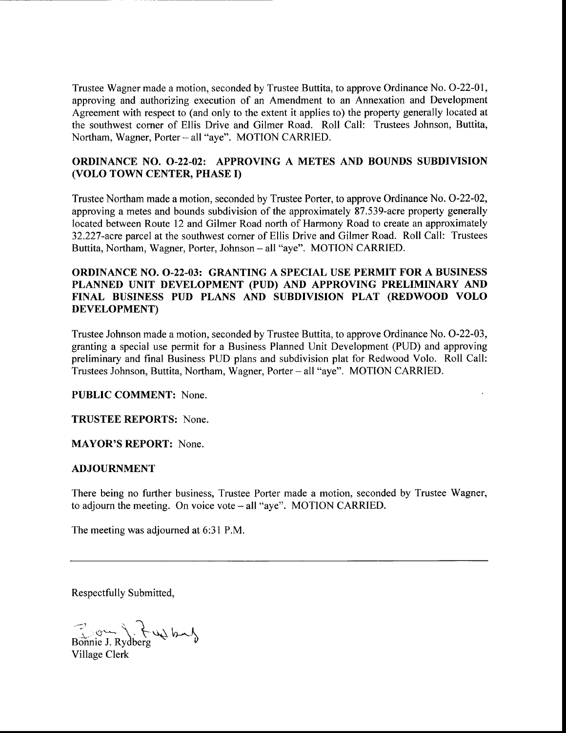Trustee Wagner made a motion, seconded by Trustee Buttita, to approve Ordinance No. O-22-01, approving and authorizing execution of an Amendment to an Annexation and Development Agreement with respect to (and only to the extent it applies to) the property generally located at the southwest corner of Ellis Drive and Gilmer Road. Roll Call: Trustees Johnson, Buttita, Northam, Wagner, Porter – all "aye". MOTION CARRIED.

**ORDINANCE NO. O-22-02: APPROVING A METES AND BOUNDS SUBDIVISION (VOLO TOWN CENTER, PHASE I)**

Trustee Northam made a motion, seconded by Trustee Porter, to approve Ordinance No. O-22-02, approving a metes and bounds subdivision of the approximately 87.539-acre property generally located between Route 12 and Gilmer Road north of Harmony Road to create an approximately 32.227-acre parcel at the southwest corner of Ellis Drive and Gilmer Road. Roll Call: Trustees Buttita, Northam, Wagner, Porter, Johnson – all "aye". MOTION CARRIED.

**ORDINANCE NO. O-22-03: GRANTING A SPECIAL USE PERMIT FOR A BUSINESS PLANNED UNIT DEVELOPMENT (PUD) AND APPROVING PRELIMINARY AND FINAL BUSINESS PUD PLANS AND SUBDIVISION PLAT (REDWOOD VOLO DEVELOPMENT)**

Trustee Johnson made a motion, seconded by Trustee Buttita, to approve Ordinance No. O-22-03, granting a special use permit for a Business Planned Unit Development (PUD) and approving preliminary and final Business PUD plans and subdivision plat for Redwood Volo. Roll Call: Trustees Johnson, Buttita, Northam, Wagner, Porter – all "aye". MOTION CARRIED.

**PUBLIC COMMENT:** None.

**TRUSTEE REPORTS:** None.

**MAYOR'S REPORT:** None.

**ADJOURNMENT**

There being no further business, Trustee Porter made a motion, seconded by Trustee Wagner, to adjourn the meeting. On voice vote – all "aye". MOTION CARRIED.

The meeting was adjourned at 6:31 P.M.

---

Respectfully Submitted,

Bonnie J. Rydberg
Village Clerk